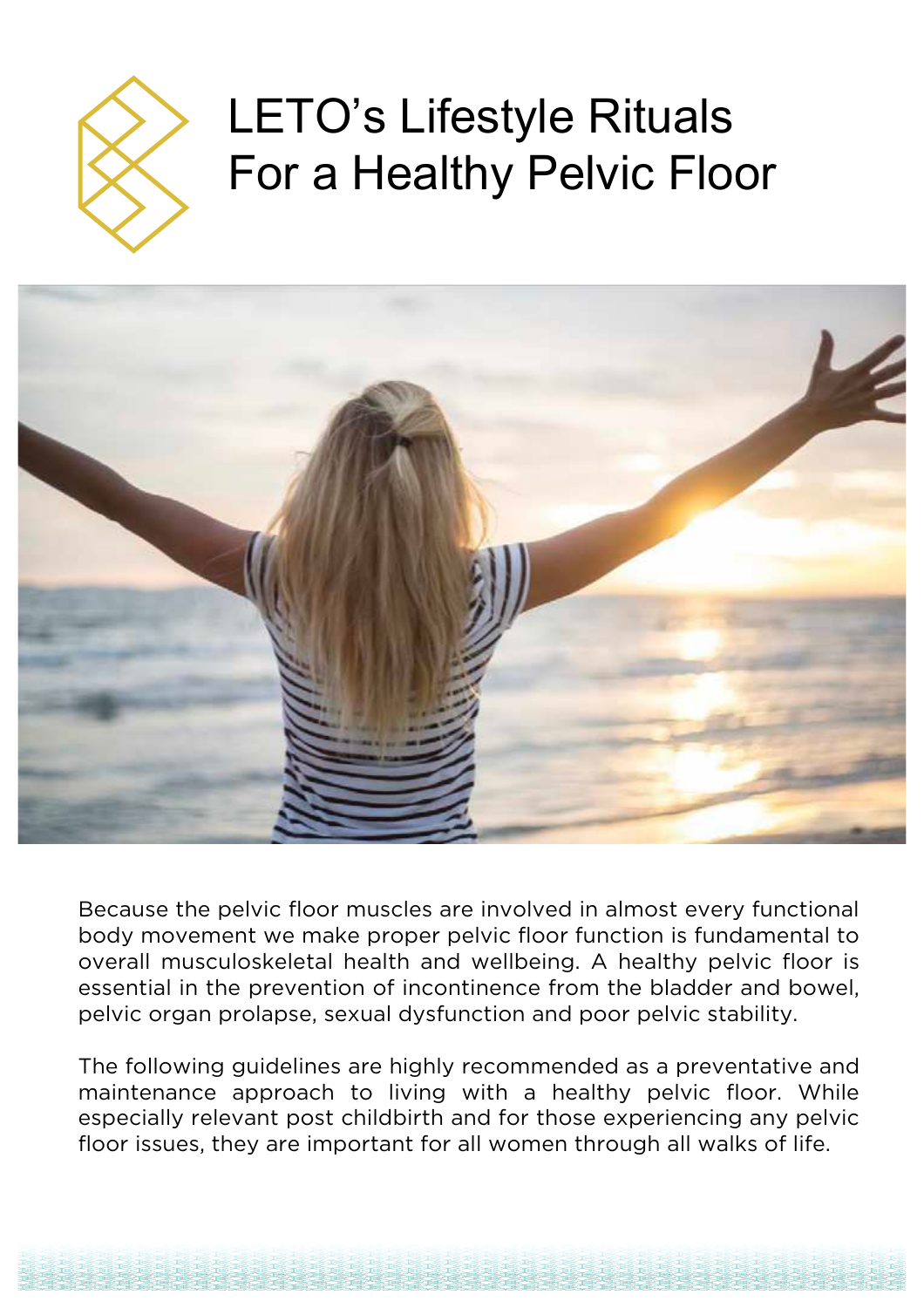# LETO's Lifestyle Rituals For a Healthy Pelvic Floor

Because the pelvic floor muscles are involved in almost every functional body movement we make proper pelvic floor function is fundamental to overall musculoskeletal health and wellbeing. A healthy pelvic floor is essential in the prevention of incontinence from the bladder and bowel, pelvic organ prolapse, sexual dysfunction and poor pelvic stability.

The following guidelines are highly recommended as a preventative and maintenance approach to living with a healthy pelvic floor. While especially relevant post childbirth and for those experiencing any pelvic floor issues, they are important for all women through all walks of life.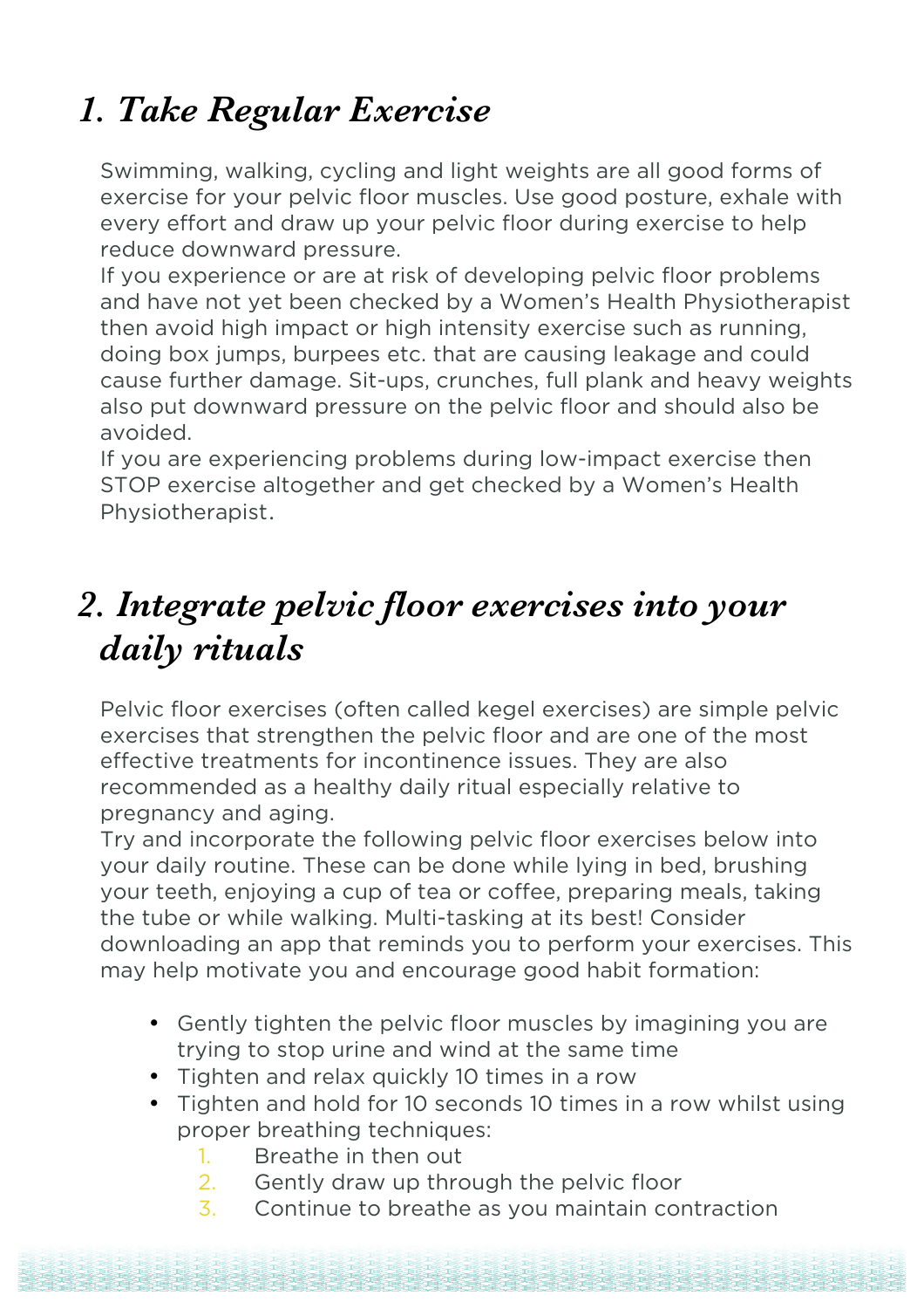## *1. Take Regular Exercise*

Swimming, walking, cycling and light weights are all good forms of exercise for your pelvic floor muscles. Use good posture, exhale with every effort and draw up your pelvic floor during exercise to help reduce downward pressure.

If you experience or are at risk of developing pelvic floor problems and have not yet been checked by a Women's Health Physiotherapist then avoid high impact or high intensity exercise such as running, doing box jumps, burpees etc. that are causing leakage and could cause further damage. Sit-ups, crunches, full plank and heavy weights also put downward pressure on the pelvic floor and should also be avoided.

If you are experiencing problems during low-impact exercise then STOP exercise altogether and get checked by a Women's Health Physiotherapist.

## *2. Integrate pelvic floor exercises into your daily rituals*

Pelvic floor exercises (often called kegel exercises) are simple pelvic exercises that strengthen the pelvic floor and are one of the most effective treatments for incontinence issues. They are also recommended as a healthy daily ritual especially relative to pregnancy and aging.

Try and incorporate the following pelvic floor exercises below into your daily routine. These can be done while lying in bed, brushing your teeth, enjoying a cup of tea or coffee, preparing meals, taking the tube or while walking. Multi-tasking at its best! Consider downloading an app that reminds you to perform your exercises. This may help motivate you and encourage good habit formation:

- Gently tighten the pelvic floor muscles by imagining you are trying to stop urine and wind at the same time
- Tighten and relax quickly 10 times in a row
- Tighten and hold for 10 seconds 10 times in a row whilst using proper breathing techniques:
  1. Breathe in then out
  2. Gently draw up through the pelvic floor
  3. Continue to breathe as you maintain contraction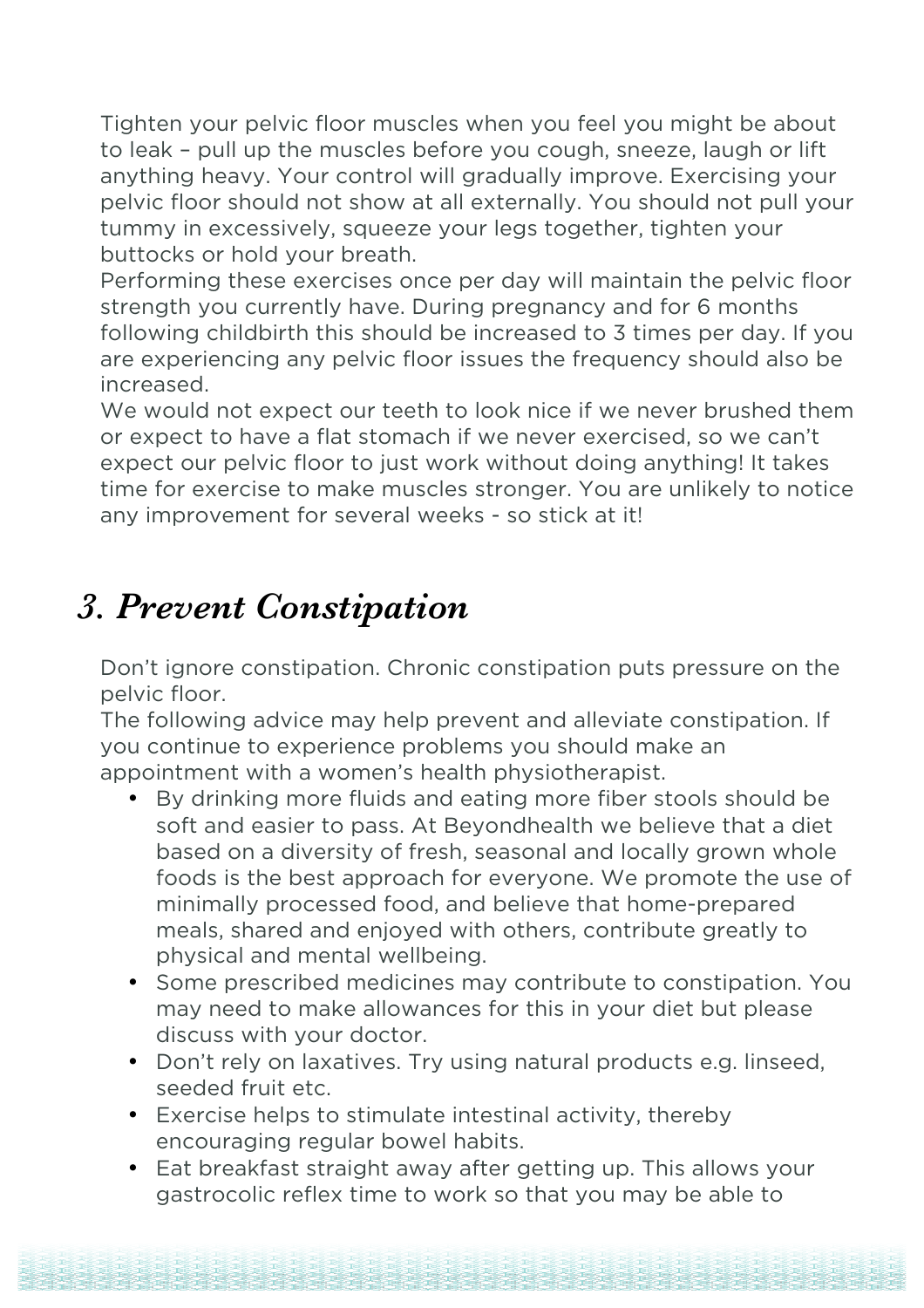Tighten your pelvic floor muscles when you feel you might be about to leak – pull up the muscles before you cough, sneeze, laugh or lift anything heavy. Your control will gradually improve. Exercising your pelvic floor should not show at all externally. You should not pull your tummy in excessively, squeeze your legs together, tighten your buttocks or hold your breath.

Performing these exercises once per day will maintain the pelvic floor strength you currently have. During pregnancy and for 6 months following childbirth this should be increased to 3 times per day. If you are experiencing any pelvic floor issues the frequency should also be increased.

We would not expect our teeth to look nice if we never brushed them or expect to have a flat stomach if we never exercised, so we can't expect our pelvic floor to just work without doing anything! It takes time for exercise to make muscles stronger. You are unlikely to notice any improvement for several weeks - so stick at it!

## *3. Prevent Constipation*

Don't ignore constipation. Chronic constipation puts pressure on the pelvic floor.

The following advice may help prevent and alleviate constipation. If you continue to experience problems you should make an appointment with a women's health physiotherapist.

- By drinking more fluids and eating more fiber stools should be soft and easier to pass. At Beyondhealth we believe that a diet based on a diversity of fresh, seasonal and locally grown whole foods is the best approach for everyone. We promote the use of minimally processed food, and believe that home-prepared meals, shared and enjoyed with others, contribute greatly to physical and mental wellbeing.
- Some prescribed medicines may contribute to constipation. You may need to make allowances for this in your diet but please discuss with your doctor.
- Don't rely on laxatives. Try using natural products e.g. linseed, seeded fruit etc.
- Exercise helps to stimulate intestinal activity, thereby encouraging regular bowel habits.
- Eat breakfast straight away after getting up. This allows your gastrocolic reflex time to work so that you may be able to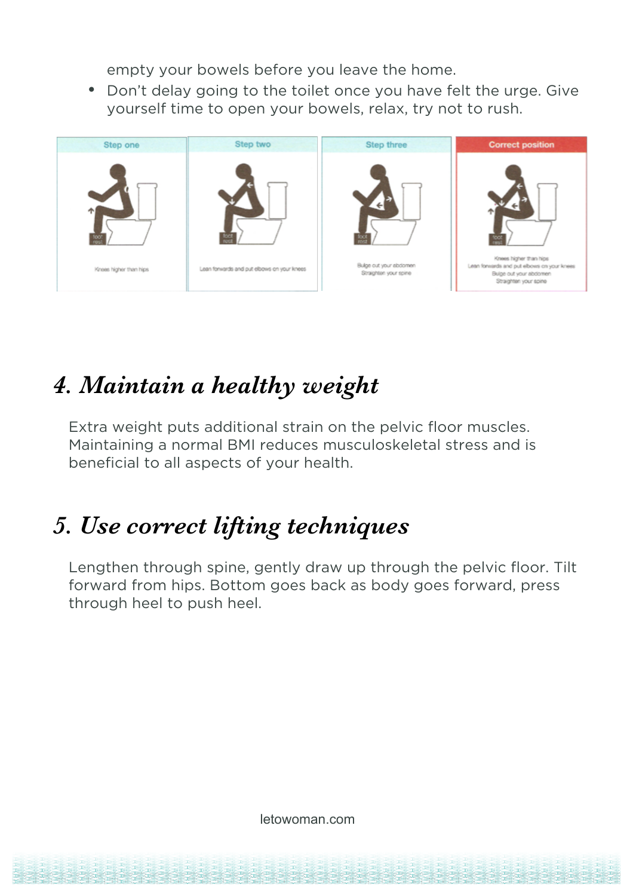empty your bowels before you leave the home.

- Don't delay going to the toilet once you have felt the urge. Give yourself time to open your bowels, relax, try not to rush.

Step one

Knees higher than hips

Step two

Lean forwards and put elbows on your knees

Step three

Bulge out your abdomen
Straighten your spine

Correct position

Knees higher than hips
Lean forwards and put elbows on your knees
Bulge out your abdomen
Straighten your spine

## *4. Maintain a healthy weight*

Extra weight puts additional strain on the pelvic floor muscles. Maintaining a normal BMI reduces musculoskeletal stress and is beneficial to all aspects of your health.

## *5. Use correct lifting techniques*

Lengthen through spine, gently draw up through the pelvic floor. Tilt forward from hips. Bottom goes back as body goes forward, press through heel to push heel.

letowoman.com